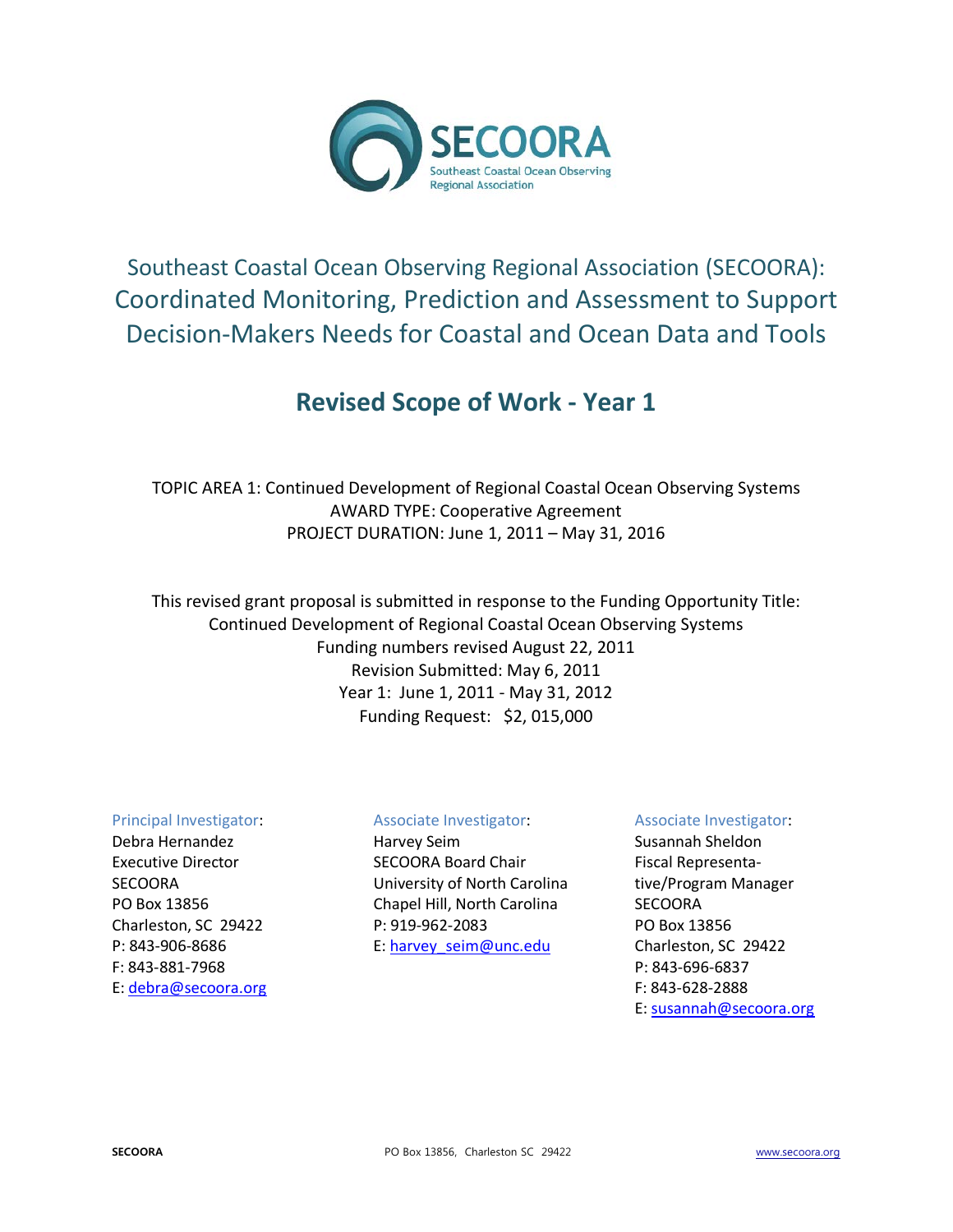SECOORA

Southeast Coastal Ocean Observing Regional Association

# Southeast Coastal Ocean Observing Regional Association (SECOORA): Coordinated Monitoring, Prediction and Assessment to Support Decision-Makers Needs for Coastal and Ocean Data and Tools

## Revised Scope of Work - Year 1

TOPIC AREA 1: Continued Development of Regional Coastal Ocean Observing Systems
AWARD TYPE: Cooperative Agreement
PROJECT DURATION: June 1, 2011 – May 31, 2016

This revised grant proposal is submitted in response to the Funding Opportunity Title:
Continued Development of Regional Coastal Ocean Observing Systems
Funding numbers revised August 22, 2011
Revision Submitted: May 6, 2011
Year 1: June 1, 2011 - May 31, 2012
Funding Request: $2, 015,000

Principal Investigator:
Debra Hernandez
Executive Director
SECOORA
PO Box 13856
Charleston, SC 29422
P: 843-906-8686
F: 843-881-7968
E: debra@secoora.org

Associate Investigator:
Harvey Seim
SECOORA Board Chair
University of North Carolina
Chapel Hill, North Carolina
P: 919-962-2083
E: harvey_seim@unc.edu

Associate Investigator:
Susannah Sheldon
Fiscal Representative/Program Manager
SECOORA
PO Box 13856
Charleston, SC 29422
P: 843-696-6837
F: 843-628-2888
E: susannah@secoora.org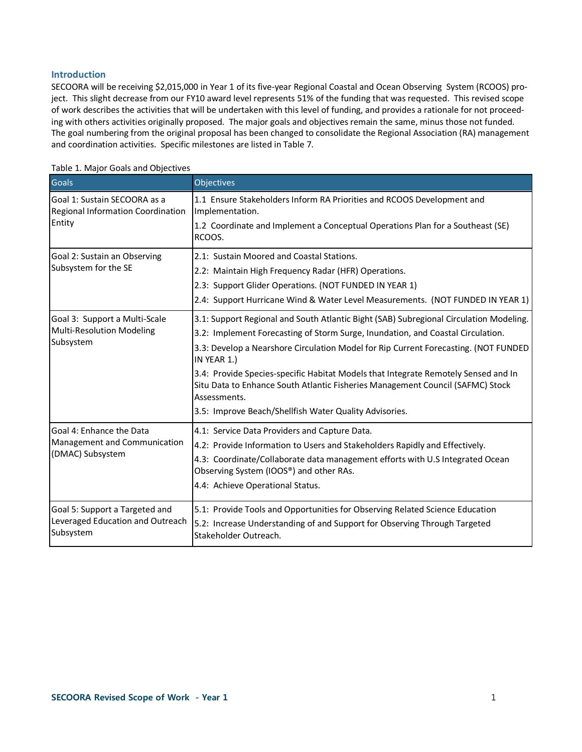## Introduction

SECOORA will be receiving $2,015,000 in Year 1 of its five-year Regional Coastal and Ocean Observing System (RCOOS) project. This slight decrease from our FY10 award level represents 51% of the funding that was requested. This revised scope of work describes the activities that will be undertaken with this level of funding, and provides a rationale for not proceeding with others activities originally proposed. The major goals and objectives remain the same, minus those not funded. The goal numbering from the original proposal has been changed to consolidate the Regional Association (RA) management and coordination activities. Specific milestones are listed in Table 7.

Table 1. Major Goals and Objectives

| Goals | Objectives |
|---|---|
| Goal 1: Sustain SECOORA as a Regional Information Coordination Entity | 1.1 Ensure Stakeholders Inform RA Priorities and RCOOS Development and Implementation.<br>1.2 Coordinate and Implement a Conceptual Operations Plan for a Southeast (SE) RCOOS. |
| Goal 2: Sustain an Observing Subsystem for the SE | 2.1: Sustain Moored and Coastal Stations.<br>2.2: Maintain High Frequency Radar (HFR) Operations.<br>2.3: Support Glider Operations. (NOT FUNDED IN YEAR 1)<br>2.4: Support Hurricane Wind & Water Level Measurements. (NOT FUNDED IN YEAR 1) |
| Goal 3: Support a Multi-Scale Multi-Resolution Modeling Subsystem | 3.1: Support Regional and South Atlantic Bight (SAB) Subregional Circulation Modeling.<br>3.2: Implement Forecasting of Storm Surge, Inundation, and Coastal Circulation.<br>3.3: Develop a Nearshore Circulation Model for Rip Current Forecasting. (NOT FUNDED IN YEAR 1.)<br>3.4: Provide Species-specific Habitat Models that Integrate Remotely Sensed and In Situ Data to Enhance South Atlantic Fisheries Management Council (SAFMC) Stock Assessments.<br>3.5: Improve Beach/Shellfish Water Quality Advisories. |
| Goal 4: Enhance the Data Management and Communication (DMAC) Subsystem | 4.1: Service Data Providers and Capture Data.<br>4.2: Provide Information to Users and Stakeholders Rapidly and Effectively.<br>4.3: Coordinate/Collaborate data management efforts with U.S Integrated Ocean Observing System (IOOS®) and other RAs.<br>4.4: Achieve Operational Status. |
| Goal 5: Support a Targeted and Leveraged Education and Outreach Subsystem | 5.1: Provide Tools and Opportunities for Observing Related Science Education<br>5.2: Increase Understanding of and Support for Observing Through Targeted Stakeholder Outreach. |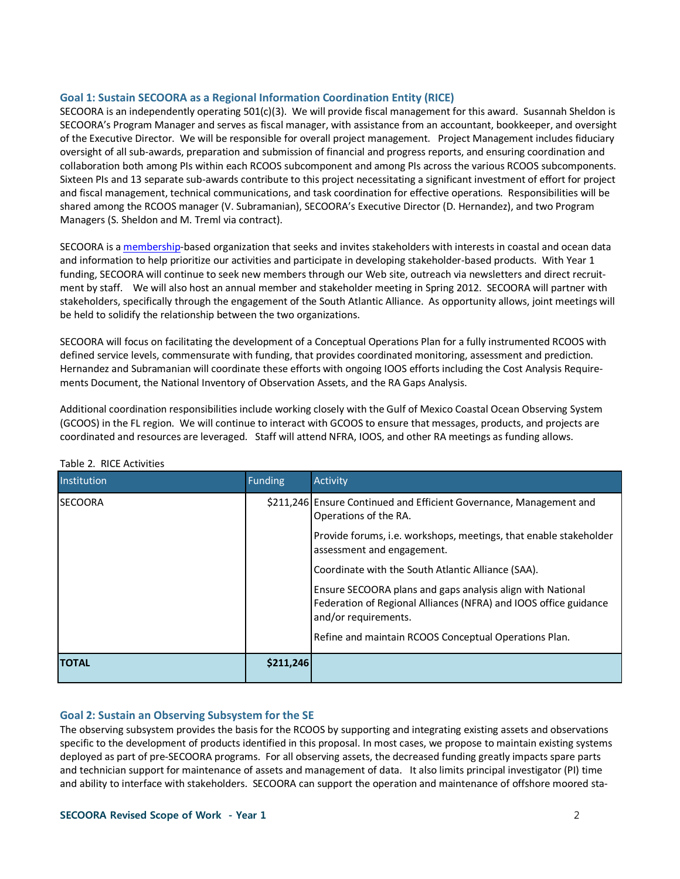## Goal 1: Sustain SECOORA as a Regional Information Coordination Entity (RICE)

SECOORA is an independently operating 501(c)(3). We will provide fiscal management for this award. Susannah Sheldon is SECOORA's Program Manager and serves as fiscal manager, with assistance from an accountant, bookkeeper, and oversight of the Executive Director. We will be responsible for overall project management. Project Management includes fiduciary oversight of all sub-awards, preparation and submission of financial and progress reports, and ensuring coordination and collaboration both among PIs within each RCOOS subcomponent and among PIs across the various RCOOS subcomponents. Sixteen PIs and 13 separate sub-awards contribute to this project necessitating a significant investment of effort for project and fiscal management, technical communications, and task coordination for effective operations. Responsibilities will be shared among the RCOOS manager (V. Subramanian), SECOORA's Executive Director (D. Hernandez), and two Program Managers (S. Sheldon and M. Treml via contract).

SECOORA is a membership-based organization that seeks and invites stakeholders with interests in coastal and ocean data and information to help prioritize our activities and participate in developing stakeholder-based products. With Year 1 funding, SECOORA will continue to seek new members through our Web site, outreach via newsletters and direct recruitment by staff. We will also host an annual member and stakeholder meeting in Spring 2012. SECOORA will partner with stakeholders, specifically through the engagement of the South Atlantic Alliance. As opportunity allows, joint meetings will be held to solidify the relationship between the two organizations.

SECOORA will focus on facilitating the development of a Conceptual Operations Plan for a fully instrumented RCOOS with defined service levels, commensurate with funding, that provides coordinated monitoring, assessment and prediction. Hernandez and Subramanian will coordinate these efforts with ongoing IOOS efforts including the Cost Analysis Requirements Document, the National Inventory of Observation Assets, and the RA Gaps Analysis.

Additional coordination responsibilities include working closely with the Gulf of Mexico Coastal Ocean Observing System (GCOOS) in the FL region. We will continue to interact with GCOOS to ensure that messages, products, and projects are coordinated and resources are leveraged. Staff will attend NFRA, IOOS, and other RA meetings as funding allows.

Table 2. RICE Activities

| Institution | Funding | Activity |
|---|---|---|
| SECOORA | $211,246 | Ensure Continued and Efficient Governance, Management and Operations of the RA.<br>Provide forums, i.e. workshops, meetings, that enable stakeholder assessment and engagement.<br>Coordinate with the South Atlantic Alliance (SAA).<br>Ensure SECOORA plans and gaps analysis align with National Federation of Regional Alliances (NFRA) and IOOS office guidance and/or requirements.<br>Refine and maintain RCOOS Conceptual Operations Plan. |
| **TOTAL** | **$211,246** | |

## Goal 2: Sustain an Observing Subsystem for the SE

The observing subsystem provides the basis for the RCOOS by supporting and integrating existing assets and observations specific to the development of products identified in this proposal. In most cases, we propose to maintain existing systems deployed as part of pre-SECOORA programs. For all observing assets, the decreased funding greatly impacts spare parts and technician support for maintenance of assets and management of data. It also limits principal investigator (PI) time and ability to interface with stakeholders. SECOORA can support the operation and maintenance of offshore moored sta-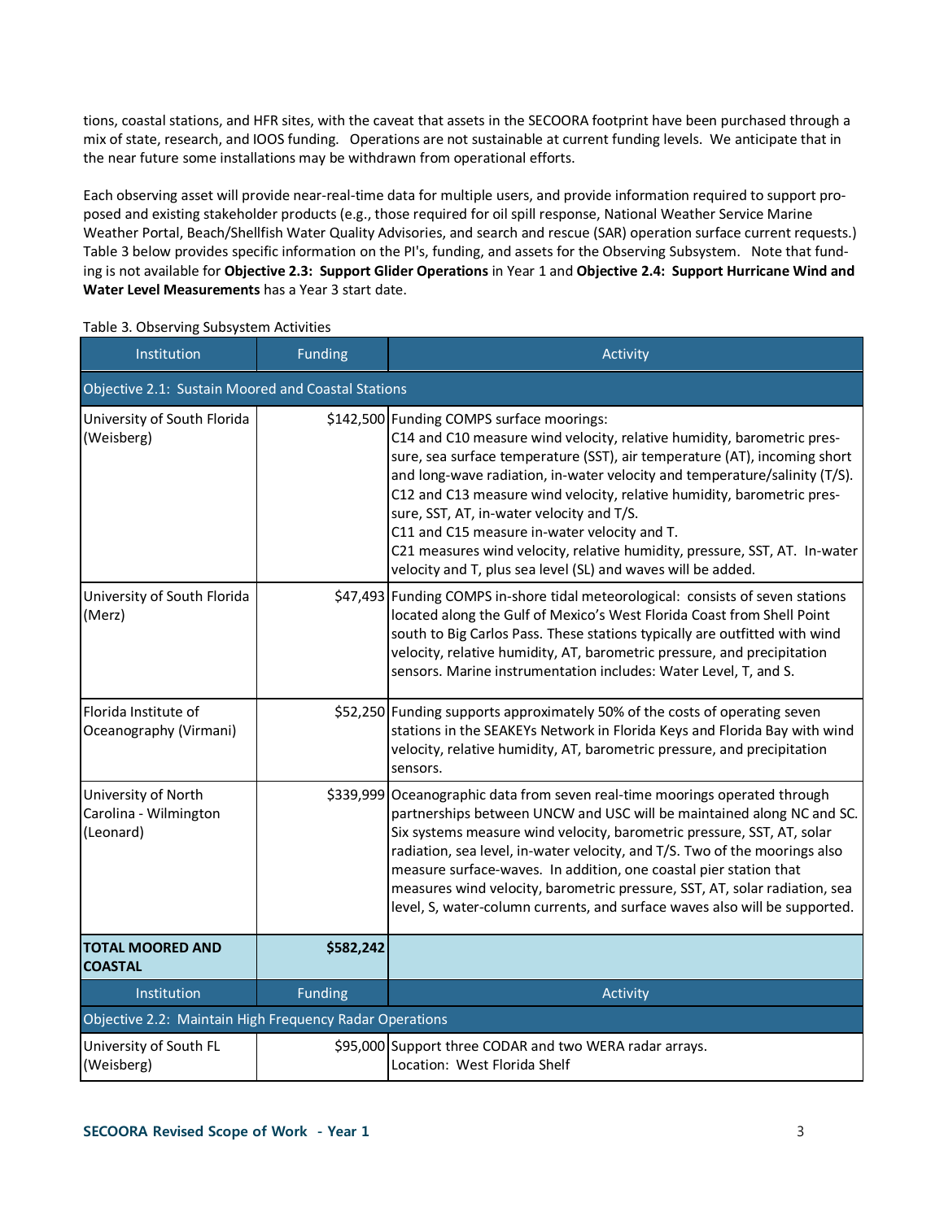tions, coastal stations, and HFR sites, with the caveat that assets in the SECOORA footprint have been purchased through a mix of state, research, and IOOS funding. Operations are not sustainable at current funding levels. We anticipate that in the near future some installations may be withdrawn from operational efforts.

Each observing asset will provide near-real-time data for multiple users, and provide information required to support proposed and existing stakeholder products (e.g., those required for oil spill response, National Weather Service Marine Weather Portal, Beach/Shellfish Water Quality Advisories, and search and rescue (SAR) operation surface current requests.) Table 3 below provides specific information on the PI's, funding, and assets for the Observing Subsystem. Note that funding is not available for **Objective 2.3: Support Glider Operations** in Year 1 and **Objective 2.4: Support Hurricane Wind and Water Level Measurements** has a Year 3 start date.

Table 3. Observing Subsystem Activities

| Institution | Funding | Activity |
|---|---|---|
| Objective 2.1: Sustain Moored and Coastal Stations | | |
| University of South Florida (Weisberg) | $142,500 | Funding COMPS surface moorings:<br>C14 and C10 measure wind velocity, relative humidity, barometric pressure, sea surface temperature (SST), air temperature (AT), incoming short and long-wave radiation, in-water velocity and temperature/salinity (T/S).<br>C12 and C13 measure wind velocity, relative humidity, barometric pressure, SST, AT, in-water velocity and T/S.<br>C11 and C15 measure in-water velocity and T.<br>C21 measures wind velocity, relative humidity, pressure, SST, AT. In-water velocity and T, plus sea level (SL) and waves will be added. |
| University of South Florida (Merz) | $47,493 | Funding COMPS in-shore tidal meteorological: consists of seven stations located along the Gulf of Mexico's West Florida Coast from Shell Point south to Big Carlos Pass. These stations typically are outfitted with wind velocity, relative humidity, AT, barometric pressure, and precipitation sensors. Marine instrumentation includes: Water Level, T, and S. |
| Florida Institute of Oceanography (Virmani) | $52,250 | Funding supports approximately 50% of the costs of operating seven stations in the SEAKEYs Network in Florida Keys and Florida Bay with wind velocity, relative humidity, AT, barometric pressure, and precipitation sensors. |
| University of North Carolina - Wilmington (Leonard) | $339,999 | Oceanographic data from seven real-time moorings operated through partnerships between UNCW and USC will be maintained along NC and SC. Six systems measure wind velocity, barometric pressure, SST, AT, solar radiation, sea level, in-water velocity, and T/S. Two of the moorings also measure surface-waves. In addition, one coastal pier station that measures wind velocity, barometric pressure, SST, AT, solar radiation, sea level, S, water-column currents, and surface waves also will be supported. |
| **TOTAL MOORED AND COASTAL** | **$582,242** | |
| Institution | Funding | Activity |
| Objective 2.2: Maintain High Frequency Radar Operations | | |
| University of South FL (Weisberg) | $95,000 | Support three CODAR and two WERA radar arrays.<br>Location: West Florida Shelf |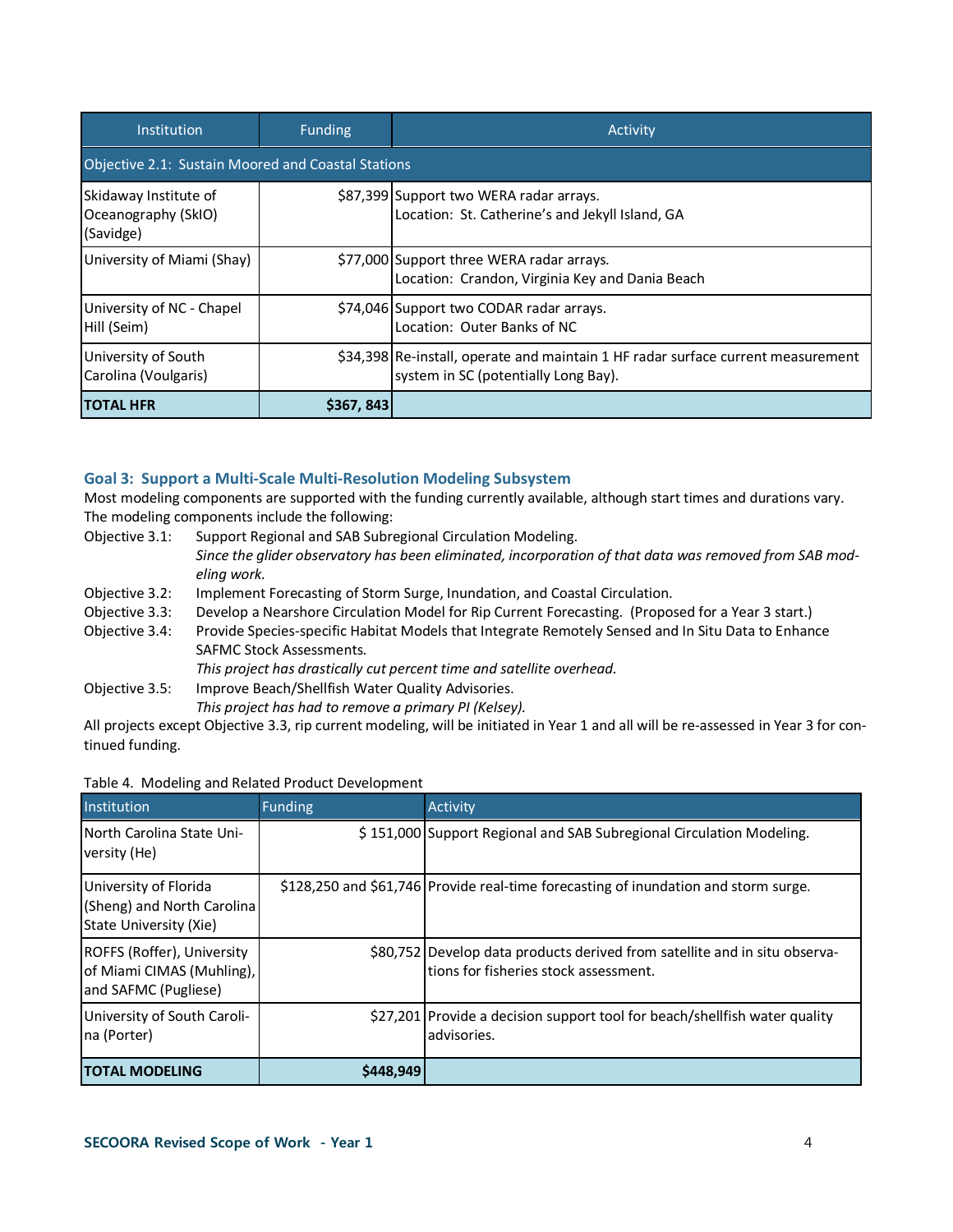| Institution | Funding | Activity |
|---|---|---|
| Objective 2.1: Sustain Moored and Coastal Stations | | |
| Skidaway Institute of Oceanography (SkIO) (Savidge) | $87,399 | Support two WERA radar arrays.<br>Location: St. Catherine's and Jekyll Island, GA |
| University of Miami (Shay) | $77,000 | Support three WERA radar arrays.<br>Location: Crandon, Virginia Key and Dania Beach |
| University of NC - Chapel Hill (Seim) | $74,046 | Support two CODAR radar arrays.<br>Location: Outer Banks of NC |
| University of South Carolina (Voulgaris) | $34,398 | Re-install, operate and maintain 1 HF radar surface current measurement system in SC (potentially Long Bay). |
| **TOTAL HFR** | **$367, 843** | |

### Goal 3: Support a Multi-Scale Multi-Resolution Modeling Subsystem

Most modeling components are supported with the funding currently available, although start times and durations vary. The modeling components include the following:

Objective 3.1: Support Regional and SAB Subregional Circulation Modeling.
*Since the glider observatory has been eliminated, incorporation of that data was removed from SAB modeling work.*

Objective 3.2: Implement Forecasting of Storm Surge, Inundation, and Coastal Circulation.

Objective 3.3: Develop a Nearshore Circulation Model for Rip Current Forecasting. (Proposed for a Year 3 start.)

Objective 3.4: Provide Species-specific Habitat Models that Integrate Remotely Sensed and In Situ Data to Enhance SAFMC Stock Assessments.
*This project has drastically cut percent time and satellite overhead.*

Objective 3.5: Improve Beach/Shellfish Water Quality Advisories.
*This project has had to remove a primary PI (Kelsey).*

All projects except Objective 3.3, rip current modeling, will be initiated in Year 1 and all will be re-assessed in Year 3 for continued funding.

Table 4. Modeling and Related Product Development

| Institution | Funding | Activity |
|---|---|---|
| North Carolina State University (He) | $ 151,000 | Support Regional and SAB Subregional Circulation Modeling. |
| University of Florida (Sheng) and North Carolina State University (Xie) | $128,250 and $61,746 | Provide real-time forecasting of inundation and storm surge. |
| ROFFS (Roffer), University of Miami CIMAS (Muhling), and SAFMC (Pugliese) | $80,752 | Develop data products derived from satellite and in situ observations for fisheries stock assessment. |
| University of South Carolina (Porter) | $27,201 | Provide a decision support tool for beach/shellfish water quality advisories. |
| **TOTAL MODELING** | **$448,949** | |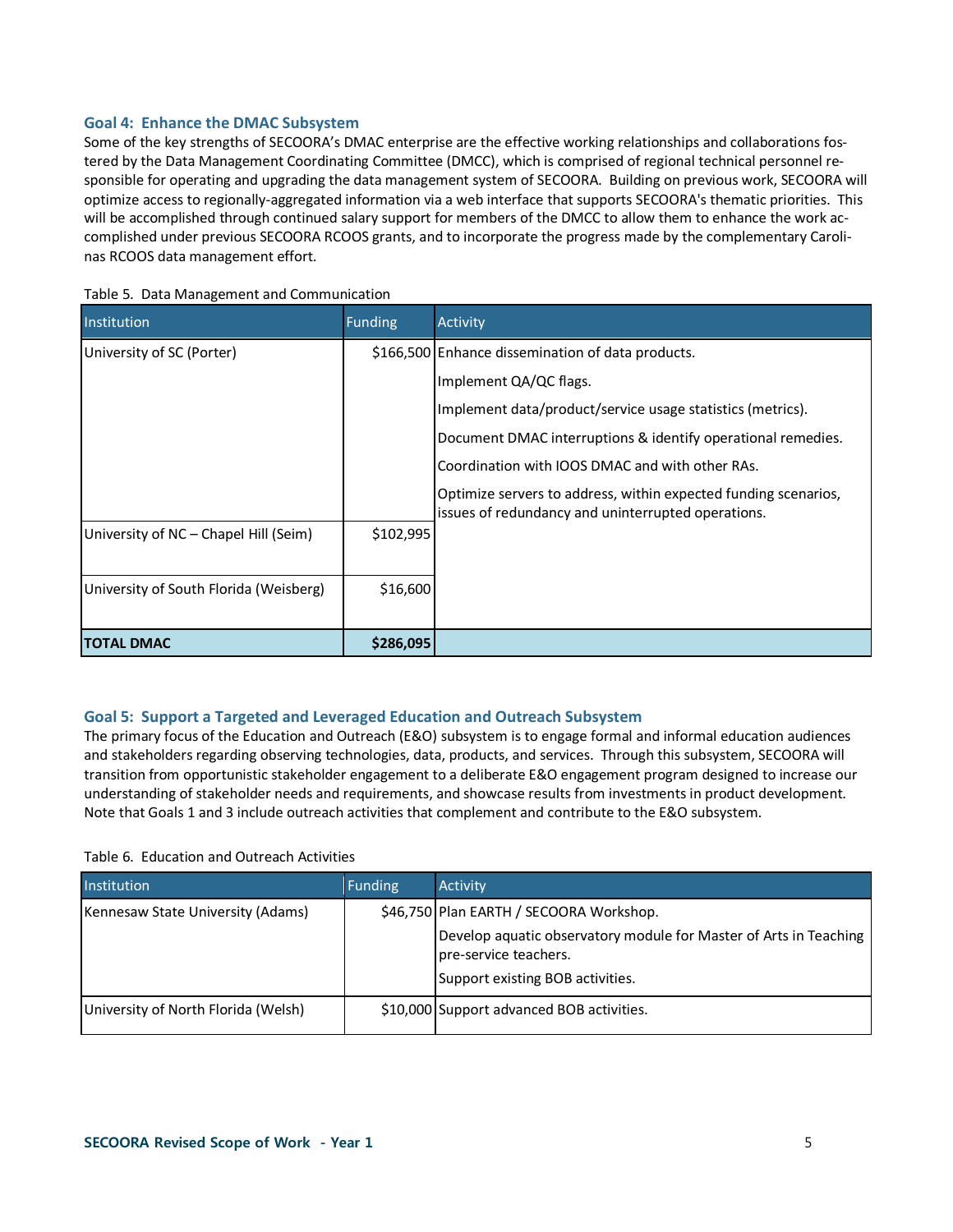### Goal 4: Enhance the DMAC Subsystem

Some of the key strengths of SECOORA's DMAC enterprise are the effective working relationships and collaborations fostered by the Data Management Coordinating Committee (DMCC), which is comprised of regional technical personnel responsible for operating and upgrading the data management system of SECOORA. Building on previous work, SECOORA will optimize access to regionally-aggregated information via a web interface that supports SECOORA's thematic priorities. This will be accomplished through continued salary support for members of the DMCC to allow them to enhance the work accomplished under previous SECOORA RCOOS grants, and to incorporate the progress made by the complementary Carolinas RCOOS data management effort.

Table 5. Data Management and Communication

| Institution | Funding | Activity |
|---|---|---|
| University of SC (Porter) | $166,500 | Enhance dissemination of data products.<br>Implement QA/QC flags.<br>Implement data/product/service usage statistics (metrics).<br>Document DMAC interruptions & identify operational remedies.<br>Coordination with IOOS DMAC and with other RAs.<br>Optimize servers to address, within expected funding scenarios, issues of redundancy and uninterrupted operations. |
| University of NC – Chapel Hill (Seim) | $102,995 | |
| University of South Florida (Weisberg) | $16,600 | |
| **TOTAL DMAC** | **$286,095** | |

### Goal 5: Support a Targeted and Leveraged Education and Outreach Subsystem

The primary focus of the Education and Outreach (E&O) subsystem is to engage formal and informal education audiences and stakeholders regarding observing technologies, data, products, and services. Through this subsystem, SECOORA will transition from opportunistic stakeholder engagement to a deliberate E&O engagement program designed to increase our understanding of stakeholder needs and requirements, and showcase results from investments in product development. Note that Goals 1 and 3 include outreach activities that complement and contribute to the E&O subsystem.

Table 6. Education and Outreach Activities

| Institution | Funding | Activity |
|---|---|---|
| Kennesaw State University (Adams) | $46,750 | Plan EARTH / SECOORA Workshop.<br>Develop aquatic observatory module for Master of Arts in Teaching pre-service teachers.<br>Support existing BOB activities. |
| University of North Florida (Welsh) | $10,000 | Support advanced BOB activities. |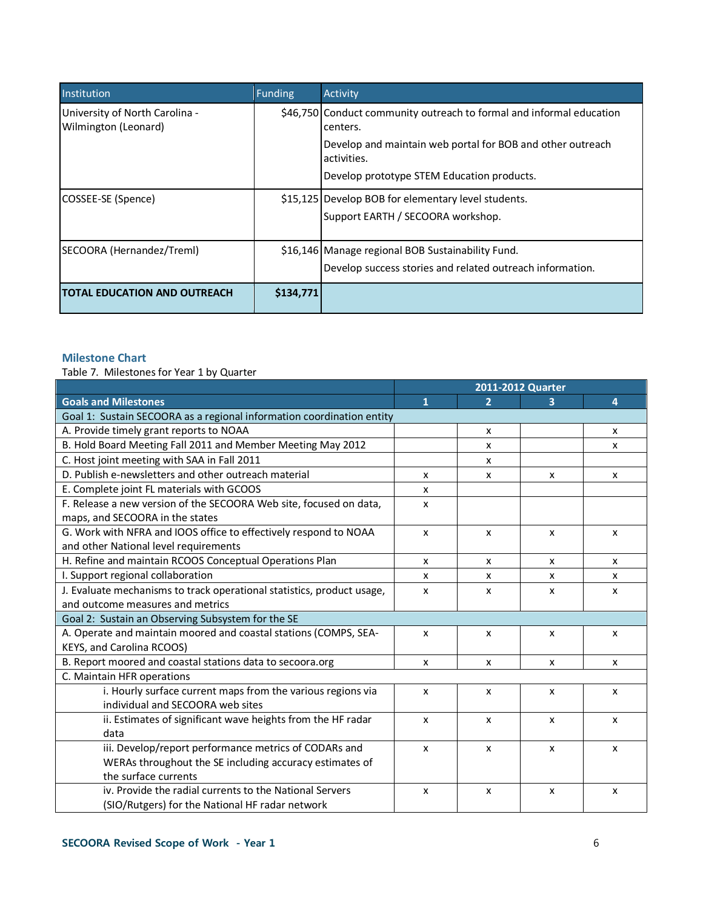| Institution | Funding | Activity |
|---|---|---|
| University of North Carolina - Wilmington (Leonard) | $46,750 | Conduct community outreach to formal and informal education centers.<br>Develop and maintain web portal for BOB and other outreach activities.<br>Develop prototype STEM Education products. |
| COSSEE-SE (Spence) | $15,125 | Develop BOB for elementary level students.<br>Support EARTH / SECOORA workshop. |
| SECOORA (Hernandez/Treml) | $16,146 | Manage regional BOB Sustainability Fund.<br>Develop success stories and related outreach information. |
| **TOTAL EDUCATION AND OUTREACH** | **$134,771** | |

### Milestone Chart

Table 7. Milestones for Year 1 by Quarter

| | 2011-2012 Quarter | | | |
|---|---|---|---|---|
| **Goals and Milestones** | **1** | **2** | **3** | **4** |
| Goal 1: Sustain SECOORA as a regional information coordination entity | | | | |
| A. Provide timely grant reports to NOAA | | x | | x |
| B. Hold Board Meeting Fall 2011 and Member Meeting May 2012 | | x | | x |
| C. Host joint meeting with SAA in Fall 2011 | | x | | |
| D. Publish e-newsletters and other outreach material | x | x | x | x |
| E. Complete joint FL materials with GCOOS | x | | | |
| F. Release a new version of the SECOORA Web site, focused on data, maps, and SECOORA in the states | x | | | |
| G. Work with NFRA and IOOS office to effectively respond to NOAA and other National level requirements | x | x | x | x |
| H. Refine and maintain RCOOS Conceptual Operations Plan | x | x | x | x |
| I. Support regional collaboration | x | x | x | x |
| J. Evaluate mechanisms to track operational statistics, product usage, and outcome measures and metrics | x | x | x | x |
| Goal 2: Sustain an Observing Subsystem for the SE | | | | |
| A. Operate and maintain moored and coastal stations (COMPS, SEA-KEYS, and Carolina RCOOS) | x | x | x | x |
| B. Report moored and coastal stations data to secoora.org | x | x | x | x |
| C. Maintain HFR operations | | | | |
| i. Hourly surface current maps from the various regions via individual and SECOORA web sites | x | x | x | x |
| ii. Estimates of significant wave heights from the HF radar data | x | x | x | x |
| iii. Develop/report performance metrics of CODARs and WERAs throughout the SE including accuracy estimates of the surface currents | x | x | x | x |
| iv. Provide the radial currents to the National Servers (SIO/Rutgers) for the National HF radar network | x | x | x | x |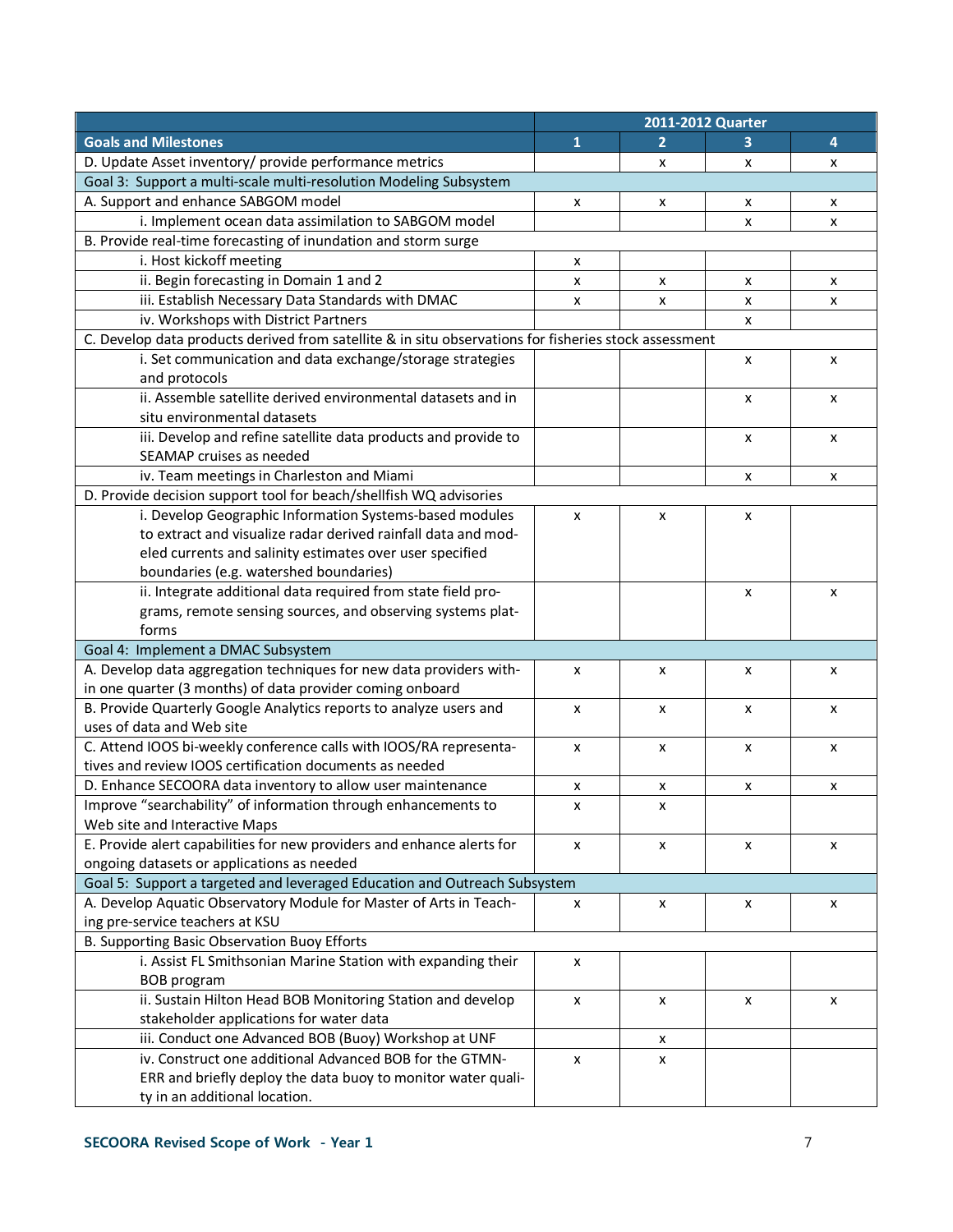| Goals and Milestones | 2011-2012 Quarter 1 | 2 | 3 | 4 |
|---|---|---|---|---|
| D. Update Asset inventory/ provide performance metrics | | x | x | x |
| Goal 3: Support a multi-scale multi-resolution Modeling Subsystem | | | | |
| A. Support and enhance SABGOM model | x | x | x | x |
| i. Implement ocean data assimilation to SABGOM model | | | x | x |
| B. Provide real-time forecasting of inundation and storm surge | | | | |
| i. Host kickoff meeting | x | | | |
| ii. Begin forecasting in Domain 1 and 2 | x | x | x | x |
| iii. Establish Necessary Data Standards with DMAC | x | x | x | x |
| iv. Workshops with District Partners | | | x | |
| C. Develop data products derived from satellite & in situ observations for fisheries stock assessment | | | | |
| i. Set communication and data exchange/storage strategies and protocols | | | x | x |
| ii. Assemble satellite derived environmental datasets and in situ environmental datasets | | | x | x |
| iii. Develop and refine satellite data products and provide to SEAMAP cruises as needed | | | x | x |
| iv. Team meetings in Charleston and Miami | | | x | x |
| D. Provide decision support tool for beach/shellfish WQ advisories | | | | |
| i. Develop Geographic Information Systems-based modules to extract and visualize radar derived rainfall data and modeled currents and salinity estimates over user specified boundaries (e.g. watershed boundaries) | x | x | x | |
| ii. Integrate additional data required from state field programs, remote sensing sources, and observing systems platforms | | | x | x |
| Goal 4: Implement a DMAC Subsystem | | | | |
| A. Develop data aggregation techniques for new data providers within one quarter (3 months) of data provider coming onboard | x | x | x | x |
| B. Provide Quarterly Google Analytics reports to analyze users and uses of data and Web site | x | x | x | x |
| C. Attend IOOS bi-weekly conference calls with IOOS/RA representatives and review IOOS certification documents as needed | x | x | x | x |
| D. Enhance SECOORA data inventory to allow user maintenance | x | x | x | x |
| Improve "searchability" of information through enhancements to Web site and Interactive Maps | x | x | | |
| E. Provide alert capabilities for new providers and enhance alerts for ongoing datasets or applications as needed | x | x | x | x |
| Goal 5: Support a targeted and leveraged Education and Outreach Subsystem | | | | |
| A. Develop Aquatic Observatory Module for Master of Arts in Teaching pre-service teachers at KSU | x | x | x | x |
| B. Supporting Basic Observation Buoy Efforts | | | | |
| i. Assist FL Smithsonian Marine Station with expanding their BOB program | x | | | |
| ii. Sustain Hilton Head BOB Monitoring Station and develop stakeholder applications for water data | x | x | x | x |
| iii. Conduct one Advanced BOB (Buoy) Workshop at UNF | | x | | |
| iv. Construct one additional Advanced BOB for the GTMNERR and briefly deploy the data buoy to monitor water quality in an additional location. | x | x | | |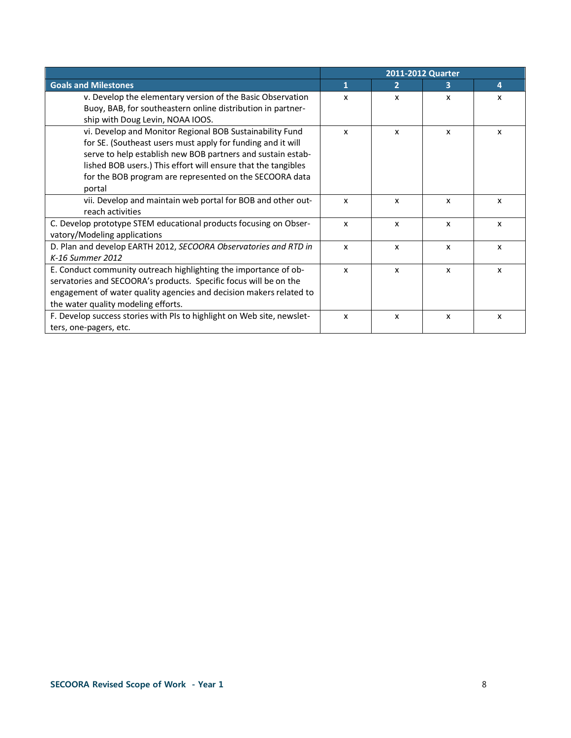| Goals and Milestones | 2011-2012 Quarter 1 | 2 | 3 | 4 |
|---|---|---|---|---|
| v. Develop the elementary version of the Basic Observation Buoy, BAB, for southeastern online distribution in partnership with Doug Levin, NOAA IOOS. | x | x | x | x |
| vi. Develop and Monitor Regional BOB Sustainability Fund for SE. (Southeast users must apply for funding and it will serve to help establish new BOB partners and sustain established BOB users.) This effort will ensure that the tangibles for the BOB program are represented on the SECOORA data portal | x | x | x | x |
| vii. Develop and maintain web portal for BOB and other outreach activities | x | x | x | x |
| C. Develop prototype STEM educational products focusing on Observatory/Modeling applications | x | x | x | x |
| D. Plan and develop EARTH 2012, *SECOORA Observatories and RTD in K-16 Summer 2012* | x | x | x | x |
| E. Conduct community outreach highlighting the importance of observatories and SECOORA's products. Specific focus will be on the engagement of water quality agencies and decision makers related to the water quality modeling efforts. | x | x | x | x |
| F. Develop success stories with PIs to highlight on Web site, newsletters, one-pagers, etc. | x | x | x | x |